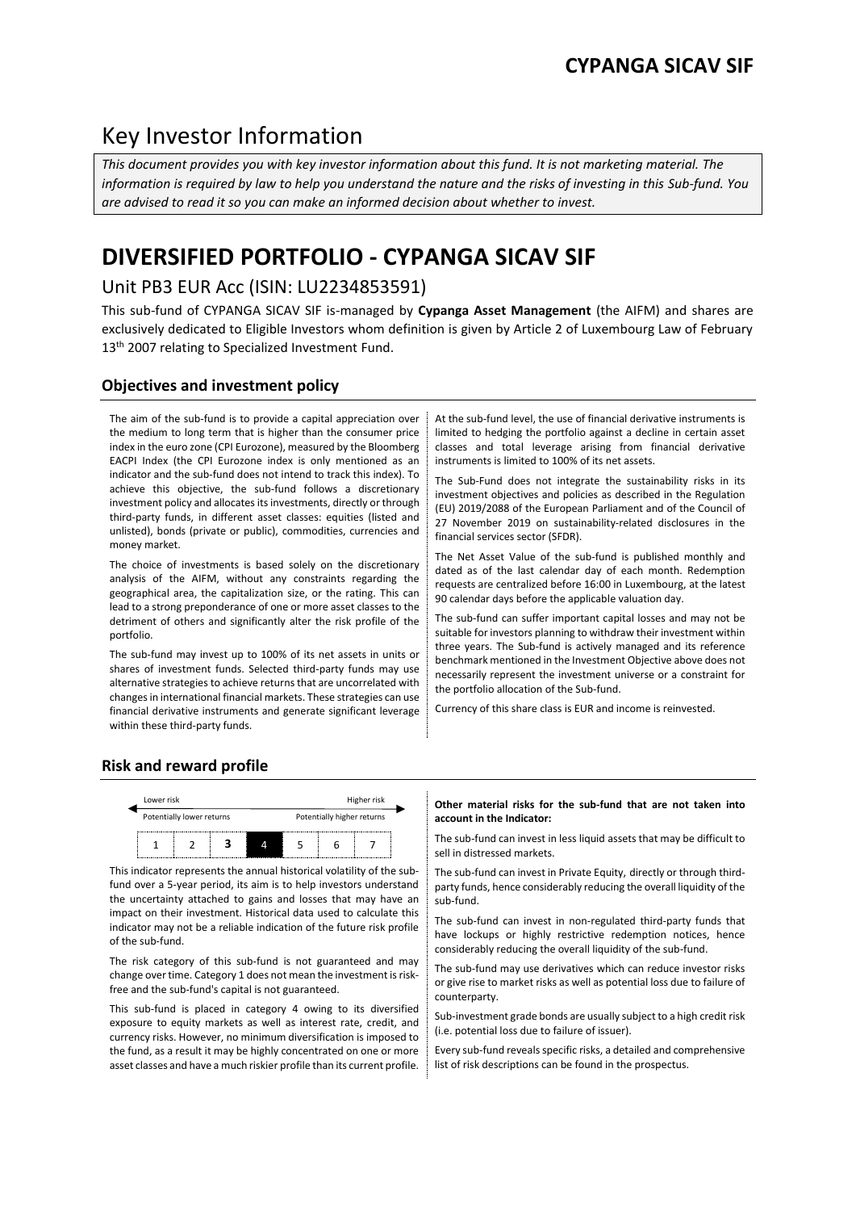# Key Investor Information

*This document provides you with key investor information about this fund. It is not marketing material. The information is required by law to help you understand the nature and the risks of investing in this Sub-fund. You are advised to read it so you can make an informed decision about whether to invest.*

# DIVERSIFIED PORTFOLIO - CYPANGA SICAV SIF

## Unit PB3 EUR Acc (ISIN: LU2234853591)

This sub-fund of CYPANGA SICAV SIF is-managed by **Cypanga Asset Management** (the AIFM) and shares are exclusively dedicated to Eligible Investors whom definition is given by Article 2 of Luxembourg Law of February 13th 2007 relating to Specialized Investment Fund.

### Objectives and investment policy

The aim of the sub-fund is to provide a capital appreciation over the medium to long term that is higher than the consumer price index in the euro zone (CPI Eurozone), measured by the Bloomberg EACPI Index (the CPI Eurozone index is only mentioned as an indicator and the sub-fund does not intend to track this index). To achieve this objective, the sub-fund follows a discretionary investment policy and allocates its investments, directly or through third-party funds, in different asset classes: equities (listed and unlisted), bonds (private or public), commodities, currencies and money market.

The choice of investments is based solely on the discretionary analysis of the AIFM, without any constraints regarding the geographical area, the capitalization size, or the rating. This can lead to a strong preponderance of one or more asset classes to the detriment of others and significantly alter the risk profile of the portfolio.

The sub-fund may invest up to 100% of its net assets in units or shares of investment funds. Selected third-party funds may use alternative strategies to achieve returns that are uncorrelated with changes in international financial markets. These strategies can use financial derivative instruments and generate significant leverage within these third-party funds.

At the sub-fund level, the use of financial derivative instruments is limited to hedging the portfolio against a decline in certain asset classes and total leverage arising from financial derivative instruments is limited to 100% of its net assets.

The Sub-Fund does not integrate the sustainability risks in its investment objectives and policies as described in the Regulation (EU) 2019/2088 of the European Parliament and of the Council of 27 November 2019 on sustainability-related disclosures in the financial services sector (SFDR).

The Net Asset Value of the sub-fund is published monthly and dated as of the last calendar day of each month. Redemption requests are centralized before 16:00 in Luxembourg, at the latest 90 calendar days before the applicable valuation day.

The sub-fund can suffer important capital losses and may not be suitable for investors planning to withdraw their investment within three years. The Sub-fund is actively managed and its reference benchmark mentioned in the Investment Objective above does not necessarily represent the investment universe or a constraint for the portfolio allocation of the Sub-fund.

Currency of this share class is EUR and income is reinvested.

### Risk and reward profile

| Lower risk | | | | | | Higher risk |
|---|---|---|---|---|---|---|
| Potentially lower returns | | | | Potentially higher returns | | |
| 1 | 2 | **3** | **4** | 5 | 6 | 7 |

This indicator represents the annual historical volatility of the sub-fund over a 5-year period, its aim is to help investors understand the uncertainty attached to gains and losses that may have an impact on their investment. Historical data used to calculate this indicator may not be a reliable indication of the future risk profile of the sub-fund.

The risk category of this sub-fund is not guaranteed and may change over time. Category 1 does not mean the investment is risk-free and the sub-fund's capital is not guaranteed.

This sub-fund is placed in category 4 owing to its diversified exposure to equity markets as well as interest rate, credit, and currency risks. However, no minimum diversification is imposed to the fund, as a result it may be highly concentrated on one or more asset classes and have a much riskier profile than its current profile.

**Other material risks for the sub-fund that are not taken into account in the Indicator:**

The sub-fund can invest in less liquid assets that may be difficult to sell in distressed markets.

The sub-fund can invest in Private Equity, directly or through third-party funds, hence considerably reducing the overall liquidity of the sub-fund.

The sub-fund can invest in non-regulated third-party funds that have lockups or highly restrictive redemption notices, hence considerably reducing the overall liquidity of the sub-fund.

The sub-fund may use derivatives which can reduce investor risks or give rise to market risks as well as potential loss due to failure of counterparty.

Sub-investment grade bonds are usually subject to a high credit risk (i.e. potential loss due to failure of issuer).

Every sub-fund reveals specific risks, a detailed and comprehensive list of risk descriptions can be found in the prospectus.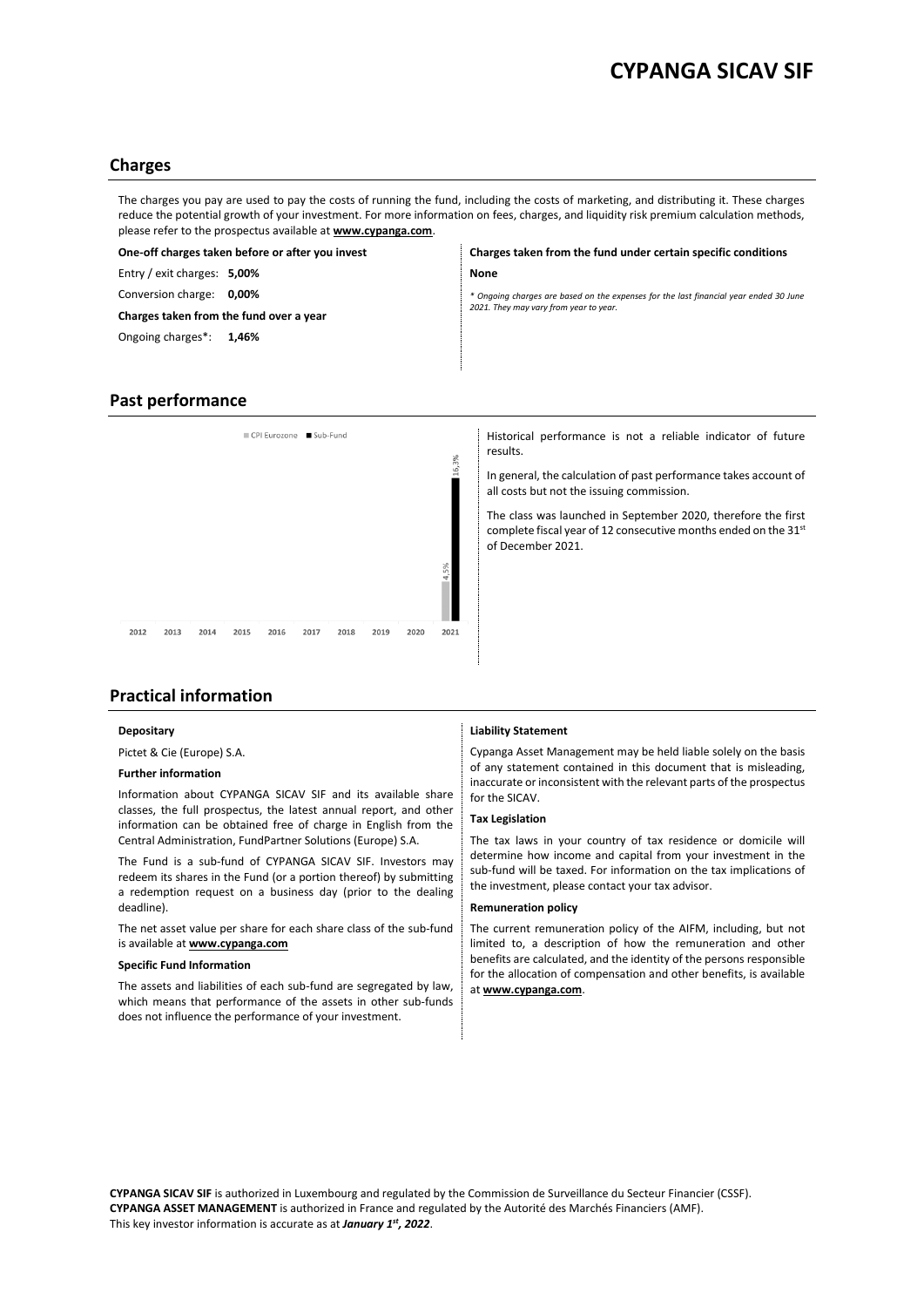# CYPANGA SICAV SIF

## Charges

The charges you pay are used to pay the costs of running the fund, including the costs of marketing, and distributing it. These charges reduce the potential growth of your investment. For more information on fees, charges, and liquidity risk premium calculation methods, please refer to the prospectus available at **www.cypanga.com**.

**One-off charges taken before or after you invest**

Entry / exit charges: **5,00%**

Conversion charge: **0,00%**

**Charges taken from the fund over a year**

Ongoing charges*: **1,46%**

**Charges taken from the fund under certain specific conditions**

**None**

*\* Ongoing charges are based on the expenses for the last financial year ended 30 June 2021. They may vary from year to year.*

## Past performance

CPI Eurozone ■ Sub-Fund

16,3%

4,5%

2012 2013 2014 2015 2016 2017 2018 2019 2020 2021

Historical performance is not a reliable indicator of future results.

In general, the calculation of past performance takes account of all costs but not the issuing commission.

The class was launched in September 2020, therefore the first complete fiscal year of 12 consecutive months ended on the 31st of December 2021.

## Practical information

**Depositary**

Pictet & Cie (Europe) S.A.

**Further information**

Information about CYPANGA SICAV SIF and its available share classes, the full prospectus, the latest annual report, and other information can be obtained free of charge in English from the Central Administration, FundPartner Solutions (Europe) S.A.

The Fund is a sub-fund of CYPANGA SICAV SIF. Investors may redeem its shares in the Fund (or a portion thereof) by submitting a redemption request on a business day (prior to the dealing deadline).

The net asset value per share for each share class of the sub-fund is available at **www.cypanga.com**

**Specific Fund Information**

The assets and liabilities of each sub-fund are segregated by law, which means that performance of the assets in other sub-funds does not influence the performance of your investment.

**Liability Statement**

Cypanga Asset Management may be held liable solely on the basis of any statement contained in this document that is misleading, inaccurate or inconsistent with the relevant parts of the prospectus for the SICAV.

**Tax Legislation**

The tax laws in your country of tax residence or domicile will determine how income and capital from your investment in the sub-fund will be taxed. For information on the tax implications of the investment, please contact your tax advisor.

**Remuneration policy**

The current remuneration policy of the AIFM, including, but not limited to, a description of how the remuneration and other benefits are calculated, and the identity of the persons responsible for the allocation of compensation and other benefits, is available at **www.cypanga.com**.

**CYPANGA SICAV SIF** is authorized in Luxembourg and regulated by the Commission de Surveillance du Secteur Financier (CSSF).
**CYPANGA ASSET MANAGEMENT** is authorized in France and regulated by the Autorité des Marchés Financiers (AMF).
This key investor information is accurate as at ***January 1st, 2022***.